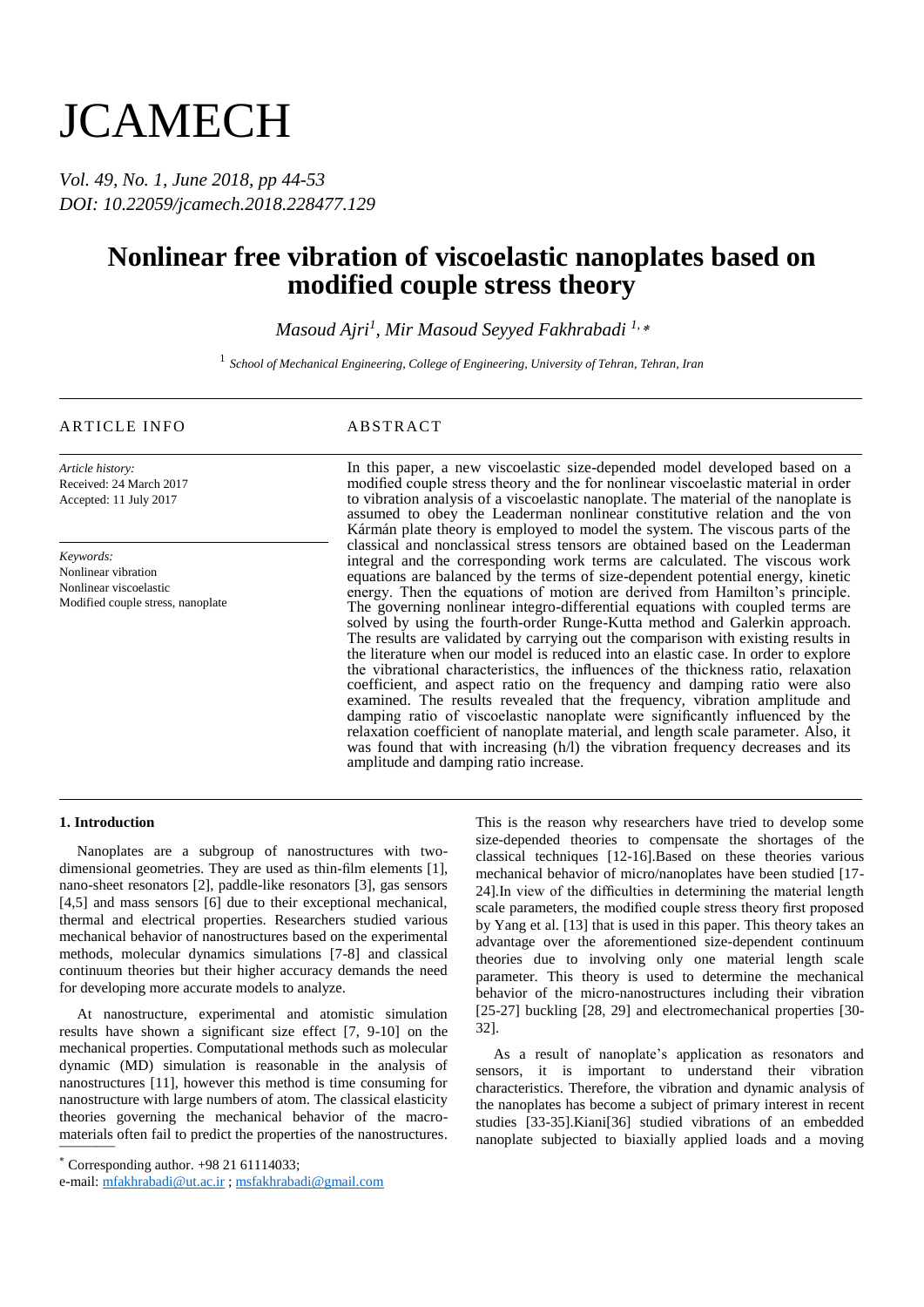# JCAMECH

*Vol. 49, No. 1, June 2018, pp 44-53*
*DOI: 10.22059/jcamech.2018.228477.129*

# Nonlinear free vibration of viscoelastic nanoplates based on modified couple stress theory

*Masoud Ajri[1], Mir Masoud Seyyed Fakhrabadi [1,]\**

[1] *School of Mechanical Engineering, College of Engineering, University of Tehran, Tehran, Iran*

---

ARTICLE INFO

*Article history:*
Received: 24 March 2017
Accepted: 11 July 2017

*Keywords:*
Nonlinear vibration
Nonlinear viscoelastic
Modified couple stress, nanoplate

ABSTRACT

In this paper, a new viscoelastic size-depended model developed based on a modified couple stress theory and the for nonlinear viscoelastic material in order to vibration analysis of a viscoelastic nanoplate. The material of the nanoplate is assumed to obey the Leaderman nonlinear constitutive relation and the von Kármán plate theory is employed to model the system. The viscous parts of the classical and nonclassical stress tensors are obtained based on the Leaderman integral and the corresponding work terms are calculated. The viscous work equations are balanced by the terms of size-dependent potential energy, kinetic energy. Then the equations of motion are derived from Hamilton's principle. The governing nonlinear integro-differential equations with coupled terms are solved by using the fourth-order Runge-Kutta method and Galerkin approach. The results are validated by carrying out the comparison with existing results in the literature when our model is reduced into an elastic case. In order to explore the vibrational characteristics, the influences of the thickness ratio, relaxation coefficient, and aspect ratio on the frequency and damping ratio were also examined. The results revealed that the frequency, vibration amplitude and damping ratio of viscoelastic nanoplate were significantly influenced by the relaxation coefficient of nanoplate material, and length scale parameter. Also, it was found that with increasing (h/l) the vibration frequency decreases and its amplitude and damping ratio increase.

---

## 1. Introduction

Nanoplates are a subgroup of nanostructures with two-dimensional geometries. They are used as thin-film elements [1], nano-sheet resonators [2], paddle-like resonators [3], gas sensors [4,5] and mass sensors [6] due to their exceptional mechanical, thermal and electrical properties. Researchers studied various mechanical behavior of nanostructures based on the experimental methods, molecular dynamics simulations [7-8] and classical continuum theories but their higher accuracy demands the need for developing more accurate models to analyze.

At nanostructure, experimental and atomistic simulation results have shown a significant size effect [7, 9-10] on the mechanical properties. Computational methods such as molecular dynamic (MD) simulation is reasonable in the analysis of nanostructures [11], however this method is time consuming for nanostructure with large numbers of atom. The classical elasticity theories governing the mechanical behavior of the macro-materials often fail to predict the properties of the nanostructures. This is the reason why researchers have tried to develop some size-depended theories to compensate the shortages of the classical techniques [12-16].Based on these theories various mechanical behavior of micro/nanoplates have been studied [17-24].In view of the difficulties in determining the material length scale parameters, the modified couple stress theory first proposed by Yang et al. [13] that is used in this paper. This theory takes an advantage over the aforementioned size-dependent continuum theories due to involving only one material length scale parameter. This theory is used to determine the mechanical behavior of the micro-nanostructures including their vibration [25-27] buckling [28, 29] and electromechanical properties [30-32].

As a result of nanoplate's application as resonators and sensors, it is important to understand their vibration characteristics. Therefore, the vibration and dynamic analysis of the nanoplates has become a subject of primary interest in recent studies [33-35].Kiani[36] studied vibrations of an embedded nanoplate subjected to biaxially applied loads and a moving

---

\* Corresponding author. +98 21 61114033;
e-mail: mfakhrabadi@ut.ac.ir ; msfakhrabadi@gmail.com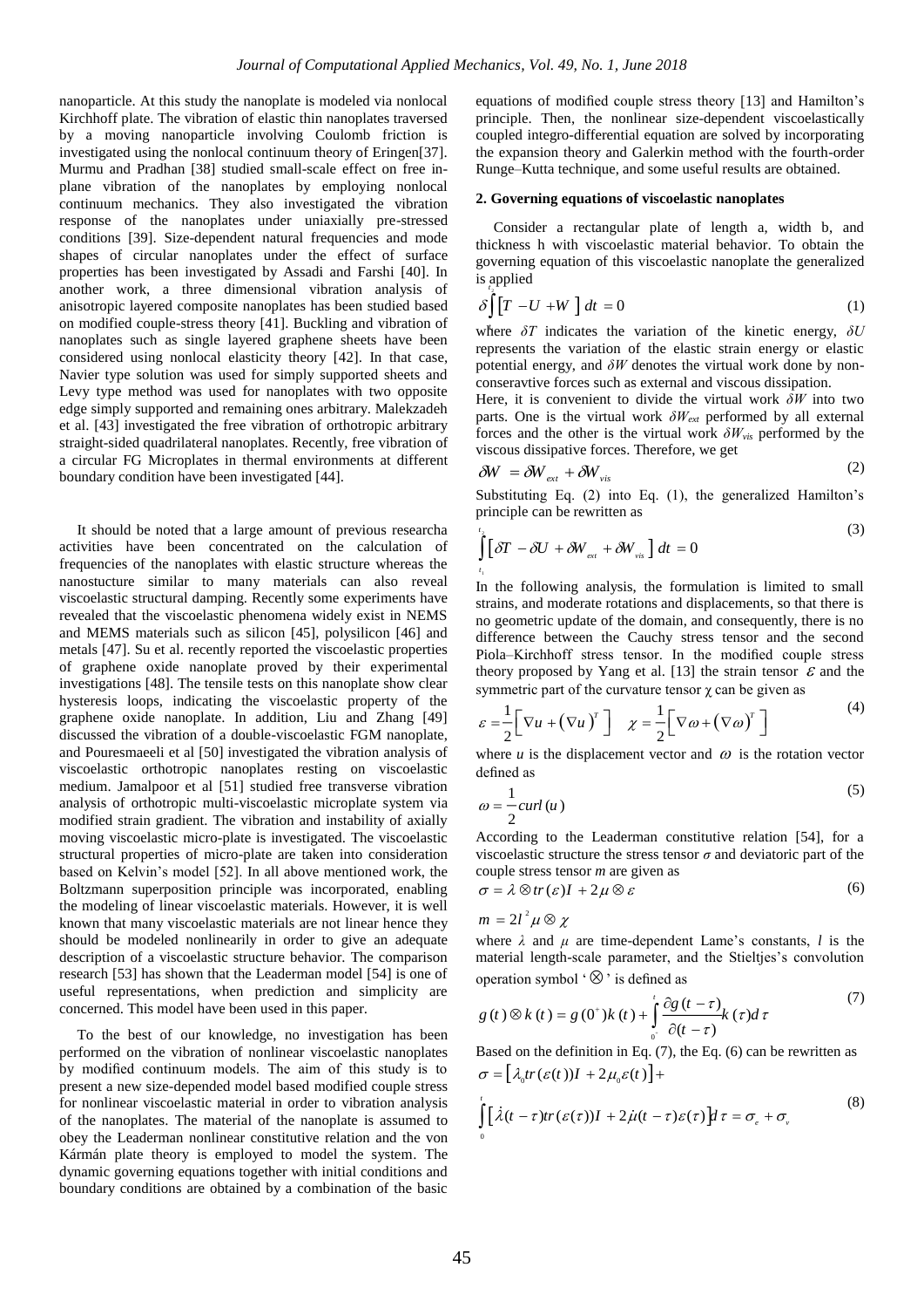nanoparticle. At this study the nanoplate is modeled via nonlocal Kirchhoff plate. The vibration of elastic thin nanoplates traversed by a moving nanoparticle involving Coulomb friction is investigated using the nonlocal continuum theory of Eringen[37]. Murmu and Pradhan [38] studied small-scale effect on free in-plane vibration of the nanoplates by employing nonlocal continuum mechanics. They also investigated the vibration response of the nanoplates under uniaxially pre-stressed conditions [39]. Size-dependent natural frequencies and mode shapes of circular nanoplates under the effect of surface properties has been investigated by Assadi and Farshi [40]. In another work, a three dimensional vibration analysis of anisotropic layered composite nanoplates has been studied based on modified couple-stress theory [41]. Buckling and vibration of nanoplates such as single layered graphene sheets have been considered using nonlocal elasticity theory [42]. In that case, Navier type solution was used for simply supported sheets and Levy type method was used for nanoplates with two opposite edge simply supported and remaining ones arbitrary. Malekzadeh et al. [43] investigated the free vibration of orthotropic arbitrary straight-sided quadrilateral nanoplates. Recently, free vibration of a circular FG Microplates in thermal environments at different boundary condition have been investigated [44].

It should be noted that a large amount of previous researcha activities have been concentrated on the calculation of frequencies of the nanoplates with elastic structure whereas the nanostucture similar to many materials can also reveal viscoelastic structural damping. Recently some experiments have revealed that the viscoelastic phenomena widely exist in NEMS and MEMS materials such as silicon [45], polysilicon [46] and metals [47]. Su et al. recently reported the viscoelastic properties of graphene oxide nanoplate proved by their experimental investigations [48]. The tensile tests on this nanoplate show clear hysteresis loops, indicating the viscoelastic property of the graphene oxide nanoplate. In addition, Liu and Zhang [49] discussed the vibration of a double-viscoelastic FGM nanoplate, and Pouresmaeeli et al [50] investigated the vibration analysis of viscoelastic orthotropic nanoplates resting on viscoelastic medium. Jamalpoor et al [51] studied free transverse vibration analysis of orthotropic multi-viscoelastic microplate system via modified strain gradient. The vibration and instability of axially moving viscoelastic micro-plate is investigated. The viscoelastic structural properties of micro-plate are taken into consideration based on Kelvin's model [52]. In all above mentioned work, the Boltzmann superposition principle was incorporated, enabling the modeling of linear viscoelastic materials. However, it is well known that many viscoelastic materials are not linear hence they should be modeled nonlinearily in order to give an adequate description of a viscoelastic structure behavior. The comparison research [53] has shown that the Leaderman model [54] is one of useful representations, when prediction and simplicity are concerned. This model have been used in this paper.

To the best of our knowledge, no investigation has been performed on the vibration of nonlinear viscoelastic nanoplates by modified continuum models. The aim of this study is to present a new size-depended model based modified couple stress for nonlinear viscoelastic material in order to vibration analysis of the nanoplates. The material of the nanoplate is assumed to obey the Leaderman nonlinear constitutive relation and the von Kármán plate theory is employed to model the system. The dynamic governing equations together with initial conditions and boundary conditions are obtained by a combination of the basic equations of modified couple stress theory [13] and Hamilton's principle. Then, the nonlinear size-dependent viscoelastically coupled integro-differential equation are solved by incorporating the expansion theory and Galerkin method with the fourth-order Runge–Kutta technique, and some useful results are obtained.

## 2. Governing equations of viscoelastic nanoplates

Consider a rectangular plate of length a, width b, and thickness h with viscoelastic material behavior. To obtain the governing equation of this viscoelastic nanoplate the generalized is applied

$$\delta\int_{t_1}^{t_2}\left[T - U + W\right]dt = 0 \tag{1}$$

where $\delta T$ indicates the variation of the kinetic energy, $\delta U$ represents the variation of the elastic strain energy or elastic potential energy, and $\delta W$ denotes the virtual work done by non-conseravtive forces such as external and viscous dissipation.

Here, it is convenient to divide the virtual work $\delta W$ into two parts. One is the virtual work $\delta W_{ext}$ performed by all external forces and the other is the virtual work $\delta W_{vis}$ performed by the viscous dissipative forces. Therefore, we get

$$\delta W = \delta W_{ext} + \delta W_{vis} \tag{2}$$

Substituting Eq. (2) into Eq. (1), the generalized Hamilton's principle can be rewritten as

$$\int_{t_1}^{t_2}\left[\delta T - \delta U + \delta W_{ext} + \delta W_{vis}\right]dt = 0 \tag{3}$$

In the following analysis, the formulation is limited to small strains, and moderate rotations and displacements, so that there is no geometric update of the domain, and consequently, there is no difference between the Cauchy stress tensor and the second Piola–Kirchhoff stress tensor. In the modified couple stress theory proposed by Yang et al. [13] the strain tensor $\varepsilon$ and the symmetric part of the curvature tensor $\chi$ can be given as

$$\varepsilon = \frac{1}{2}\left[\nabla u + \left(\nabla u\right)^T\right] \quad \chi = \frac{1}{2}\left[\nabla \omega + \left(\nabla \omega\right)^T\right] \tag{4}$$

where $u$ is the displacement vector and $\omega$ is the rotation vector defined as

$$\omega = \frac{1}{2}curl\,(u) \tag{5}$$

According to the Leaderman constitutive relation [54], for a viscoelastic structure the stress tensor $\sigma$ and deviatoric part of the couple stress tensor $m$ are given as

$$\sigma = \lambda \otimes tr(\varepsilon)I + 2\mu \otimes \varepsilon \tag{6}$$

$$m = 2l^2\mu \otimes \chi$$

where $\lambda$ and $\mu$ are time-dependent Lame's constants, $l$ is the material length-scale parameter, and the Stieltjes's convolution operation symbol '$\otimes$' is defined as

$$g(t) \otimes k(t) = g(0^+)k(t) + \int_{0^+}^{t}\frac{\partial g(t-\tau)}{\partial(t-\tau)}k(\tau)d\tau \tag{7}$$

Based on the definition in Eq. (7), the Eq. (6) can be rewritten as

$$\sigma = \left[\lambda_0 tr(\varepsilon(t))I + 2\mu_0\varepsilon(t)\right] + \int_0^t\left[\dot{\lambda}(t-\tau)tr(\varepsilon(\tau))I + 2\dot{\mu}(t-\tau)\varepsilon(\tau)\right]d\tau = \sigma_e + \sigma_v \tag{8}$$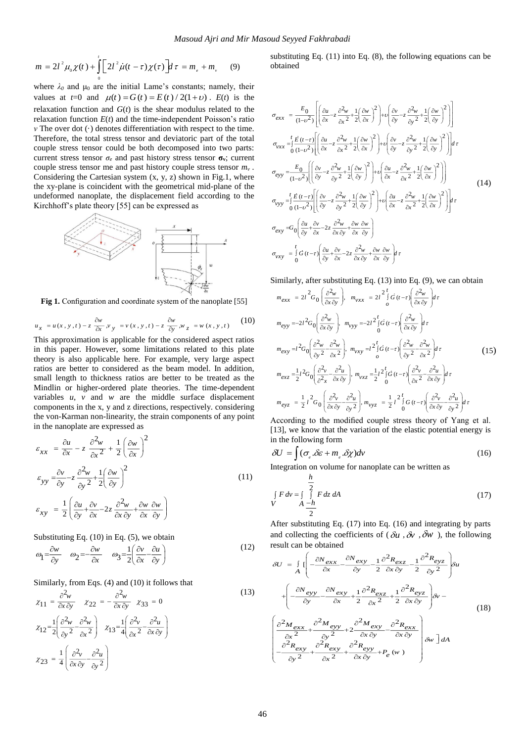$$m = 2l^2\mu_0\chi(t) + \int_0^t \left[2l^2\dot{\mu}(t-\tau)\chi(\tau)\right]d\tau = m_e + m_v \qquad (9)$$

where $\lambda_0$ and $\mu_0$ are the initial Lame's constants; namely, their values at $t$=0 and $\mu(t) = G(t) = E(t)/2(1+\upsilon)$. $E(t)$ is the relaxation function and $G(t)$ is the shear modulus related to the relaxation function $E(t)$ and the time-independent Poisson's ratio $\nu$ The over dot (·) denotes differentiation with respect to the time. Therefore, the total stress tensor and deviatoric part of the total couple stress tensor could be both decomposed into two parts: current stress tensor $\sigma_e$ and past history stress tensor $\boldsymbol{\sigma_v}$; current couple stress tensor me and past history couple stress tensor $m_v$. Considering the Cartesian system (x, y, z) shown in Fig.1, where the xy-plane is coincident with the geometrical mid-plane of the undeformed nanoplate, the displacement field according to the Kirchhoff's plate theory [55] can be expressed as

**Fig 1.** Configuration and coordinate system of the nanoplate [55]

$$u_x = u(x,y,t) - z\frac{\partial w}{\partial x}, v_y = v(x,y,t) - z\frac{\partial w}{\partial y}, w_z = w(x,y,t) \qquad (10)$$

This approximation is applicable for the considered aspect ratios in this paper. However, some limitations related to this plate theory is also applicable here. For example, very large aspect ratios are better to considered as the beam model. In addition, small length to thickness ratios are better to be treated as the Mindlin or higher-ordered plate theories. The time-dependent variables $u$, $v$ and $w$ are the middle surface displacement components in the x, y and z directions, respectively. considering the von-Karman non-linearity, the strain components of any point in the nanoplate are expressed as

$$\begin{aligned}
\varepsilon_{xx} &= \frac{\partial u}{\partial x} - z\frac{\partial^2 w}{\partial x^2} + \frac{1}{2}\left(\frac{\partial w}{\partial x}\right)^2 \\
\varepsilon_{yy} &= \frac{\partial v}{\partial y} - z\frac{\partial^2 w}{\partial y^2} + \frac{1}{2}\left(\frac{\partial w}{\partial y}\right)^2 \\
\varepsilon_{xy} &= \frac{1}{2}\left(\frac{\partial u}{\partial y} + \frac{\partial v}{\partial x} - 2z\frac{\partial^2 w}{\partial x \partial y} + \frac{\partial w}{\partial x}\frac{\partial w}{\partial y}\right)
\end{aligned} \qquad (11)$$

Substituting Eq. (10) in Eq. (5), we obtain

$$\omega_1 = \frac{\partial w}{\partial y} \quad \omega_2 = -\frac{\partial w}{\partial x} \quad \omega_3 = \frac{1}{2}\left(\frac{\partial v}{\partial x} - \frac{\partial u}{\partial y}\right) \qquad (12)$$

Similarly, from Eqs. (4) and (10) it follows that

$$\begin{aligned}
&\chi_{11} = \frac{\partial^2 w}{\partial x \partial y} \quad \chi_{22} = -\frac{\partial^2 w}{\partial x \partial y} \quad \chi_{33} = 0 \\
&\chi_{12} = \frac{1}{2}\left(\frac{\partial^2 w}{\partial y^2} - \frac{\partial^2 w}{\partial x^2}\right) \quad \chi_{13} = \frac{1}{4}\left(\frac{\partial^2 v}{\partial x^2} - \frac{\partial^2 u}{\partial x \partial y}\right) \\
&\chi_{23} = \frac{1}{4}\left(\frac{\partial^2 v}{\partial x \partial y} - \frac{\partial^2 u}{\partial y^2}\right)
\end{aligned} \qquad (13)$$

substituting Eq. (11) into Eq. (8), the following equations can be obtained

$$\begin{aligned}
\sigma_{exx} &= \frac{E_0}{(1-\upsilon^2)}\left[\left(\frac{\partial u}{\partial x} - z\frac{\partial^2 w}{\partial x^2} + \frac{1}{2}\left(\frac{\partial w}{\partial x}\right)^2\right) + \upsilon\left(\frac{\partial v}{\partial y} - z\frac{\partial^2 w}{\partial y^2} + \frac{1}{2}\left(\frac{\partial w}{\partial y}\right)^2\right)\right] \\
\sigma_{vxx} &= \int_0^t \frac{\dot{E}(t-\tau)}{(1-\upsilon^2)}\left[\left(\frac{\partial u}{\partial x} - z\frac{\partial^2 w}{\partial x^2} + \frac{1}{2}\left(\frac{\partial w}{\partial x}\right)^2\right) + \upsilon\left(\frac{\partial v}{\partial y} - z\frac{\partial^2 w}{\partial y^2} + \frac{1}{2}\left(\frac{\partial w}{\partial y}\right)^2\right)\right]d\tau \\
\sigma_{eyy} &= \frac{E_0}{(1-\upsilon^2)}\left(\left(\frac{\partial v}{\partial y} - z\frac{\partial^2 w}{\partial y^2} + \frac{1}{2}\left(\frac{\partial w}{\partial y}\right)^2\right) + \upsilon\left(\frac{\partial u}{\partial x} - z\frac{\partial^2 w}{\partial x^2} + \frac{1}{2}\left(\frac{\partial w}{\partial x}\right)^2\right)\right) \\
\sigma_{vyy} &= \int_0^t \frac{\dot{E}(t-\tau)}{(1-\upsilon^2)}\left[\left(\frac{\partial v}{\partial y} - z\frac{\partial^2 w}{\partial y^2} + \frac{1}{2}\left(\frac{\partial w}{\partial y}\right)^2\right) + \upsilon\left(\frac{\partial u}{\partial x} - z\frac{\partial^2 w}{\partial x^2} + \frac{1}{2}\left(\frac{\partial w}{\partial x}\right)^2\right)\right]d\tau \\
\sigma_{exy} &= G_0\left(\frac{\partial u}{\partial y} + \frac{\partial v}{\partial x} - 2z\frac{\partial^2 w}{\partial x \partial y} + \frac{\partial w}{\partial x}\frac{\partial w}{\partial y}\right) \\
\sigma_{vxy} &= \int_0^t \dot{G}(t-\tau)\left(\frac{\partial u}{\partial y} + \frac{\partial v}{\partial x} - 2z\frac{\partial^2 w}{\partial x \partial y} + \frac{\partial w}{\partial x}\frac{\partial w}{\partial y}\right)d\tau
\end{aligned} \qquad (14)$$

Similarly, after substituting Eq. (13) into Eq. (9), we can obtain

$$\begin{aligned}
&m_{exx} = 2l^2 G_0\left(\frac{\partial^2 w}{\partial x \partial y}\right), \quad m_{vxx} = 2l^2\int_o^t \dot{G}(t-\tau)\left(\frac{\partial^2 w}{\partial x \partial y}\right)d\tau \\
&m_{eyy} = -2l^2 G_0\left(\frac{\partial^2 w}{\partial x \partial y}\right), \quad m_{vyy} = -2l^2\int_0^t \dot{G}(t-\tau)\left(\frac{\partial^2 w}{\partial x \partial y}\right)d\tau \\
&m_{exy} = l^2 G_0\left(\frac{\partial^2 w}{\partial y^2} - \frac{\partial^2 w}{\partial x^2}\right), \quad m_{vxy} = l^2\int_o^t \dot{G}(t-\tau)\left(\frac{\partial^2 w}{\partial y^2} - \frac{\partial^2 w}{\partial x^2}\right)d\tau \\
&m_{exz} = \frac{1}{2}l^2 G_0\left(\frac{\partial^2 v}{\partial^2 x} - \frac{\partial^2 u}{\partial x \partial y}\right), \quad m_{vxz} = \frac{1}{2}l^2\int_0^t \dot{G}(t-\tau)\left(\frac{\partial^2 v}{\partial x^2} - \frac{\partial^2 u}{\partial x \partial y}\right)d\tau \\
&m_{eyz} = \frac{1}{2}l^2 G_0\left(\frac{\partial^2 v}{\partial x \partial y} - \frac{\partial^2 u}{\partial y^2}\right), \quad m_{vyz} = \frac{1}{2}l^2\int_0^t G(t-\tau)\left(\frac{\partial^2 v}{\partial x \partial y} - \frac{\partial^2 u}{\partial y^2}\right)d\tau
\end{aligned} \qquad (15)$$

According to the modified couple stress theory of Yang et al. [13], we know that the variation of the elastic potential energy is in the following form

$$\delta U = \int(\sigma_e.\delta\varepsilon + m_e.\delta\chi)dv \qquad (16)$$

Integration on volume for nanoplate can be written as

$$\int_V F\,dv = \int_A \int_{-\frac{h}{2}}^{\frac{h}{2}} F\,dz\,dA \qquad (17)$$

After substituting Eq. (17) into Eq. (16) and integrating by parts and collecting the coefficients of ($\delta u$, $\delta v$, $\delta w$), the following result can be obtained

$$\begin{aligned}
\delta U = \int_A [&\left(-\frac{\partial N_{exx}}{\partial x} - \frac{\partial N_{exy}}{\partial y} - \frac{1}{2}\frac{\partial^2 R_{exz}}{\partial x \partial y} - \frac{1}{2}\frac{\partial^2 R_{eyz}}{\partial y^2}\right)\delta u \\
&+ \left(-\frac{\partial N_{eyy}}{\partial y} - \frac{\partial N_{exy}}{\partial x} + \frac{1}{2}\frac{\partial^2 R_{exz}}{\partial x^2} + \frac{1}{2}\frac{\partial^2 R_{eyz}}{\partial x \partial y}\right)\delta v - \\
&\left(\begin{array}{l}\frac{\partial^2 M_{exx}}{\partial x^2} + \frac{\partial^2 M_{eyy}}{\partial y^2} + 2\frac{\partial^2 M_{exy}}{\partial x \partial y} - \frac{\partial^2 R_{exx}}{\partial x \partial y} \\ -\frac{\partial^2 R_{exy}}{\partial y^2} + \frac{\partial^2 R_{exy}}{\partial x^2} + \frac{\partial^2 R_{eyy}}{\partial x \partial y} + P_e(w)\end{array}\right)\delta w\,]\,dA
\end{aligned} \qquad (18)$$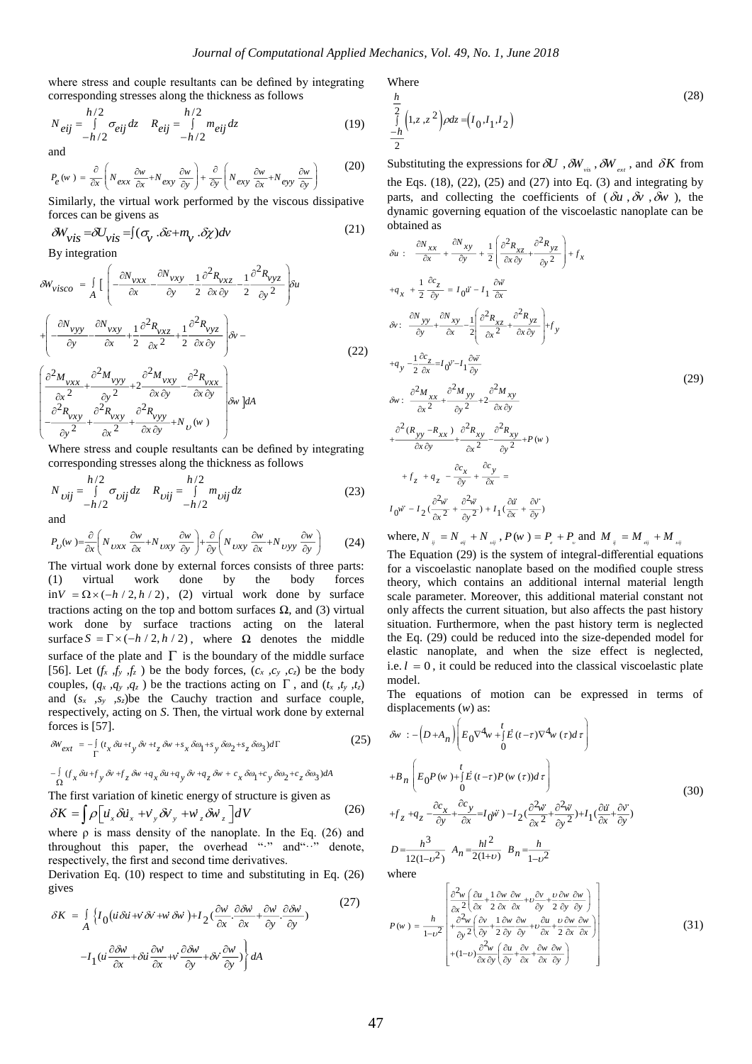where stress and couple resultants can be defined by integrating corresponding stresses along the thickness as follows

$$N_{eij}=\int_{-h/2}^{h/2}\sigma_{eij}dz \quad R_{eij}=\int_{-h/2}^{h/2}m_{eij}dz \tag{19}$$

and

$$P_e(w)=\frac{\partial}{\partial x}\left(N_{exx}\frac{\partial w}{\partial x}+N_{exy}\frac{\partial w}{\partial y}\right)+\frac{\partial}{\partial y}\left(N_{exy}\frac{\partial w}{\partial x}+N_{eyy}\frac{\partial w}{\partial y}\right) \tag{20}$$

Similarly, the virtual work performed by the viscous dissipative forces can be givens as

$$\delta W_{vis}=\delta U_{vis}=\int(\sigma_v .\delta\varepsilon+m_v .\delta\chi)dv \tag{21}$$

By integration

$$\begin{aligned}\delta W_{visco} =& \int_A \Bigg[ \left(-\frac{\partial N_{vxx}}{\partial x}-\frac{\partial N_{vxy}}{\partial y}-\frac{1}{2}\frac{\partial^2 R_{vxz}}{\partial x\partial y}-\frac{1}{2}\frac{\partial^2 R_{vyz}}{\partial y^2}\right)\delta u \\ &+\left(-\frac{\partial N_{vyy}}{\partial y}-\frac{\partial N_{vxy}}{\partial x}+\frac{1}{2}\frac{\partial^2 R_{vxz}}{\partial x^2}+\frac{1}{2}\frac{\partial^2 R_{vyz}}{\partial x\partial y}\right)\delta v- \\ &\left(\begin{matrix}\frac{\partial^2 M_{vxx}}{\partial x^2}+\frac{\partial^2 M_{vyy}}{\partial y^2}+2\frac{\partial^2 M_{vxy}}{\partial x\partial y}-\frac{\partial^2 R_{vxx}}{\partial x\partial y} \\ -\frac{\partial^2 R_{vxy}}{\partial y^2}+\frac{\partial^2 R_{vxy}}{\partial x^2}+\frac{\partial^2 R_{vyy}}{\partial x\partial y}+N_{\upsilon}(w)\end{matrix}\right)\delta w \Bigg]dA\end{aligned} \tag{22}$$

Where stress and couple resultants can be defined by integrating corresponding stresses along the thickness as follows

$$N_{\upsilon ij}=\int_{-h/2}^{h/2}\sigma_{\upsilon ij}dz \quad R_{\upsilon ij}=\int_{-h/2}^{h/2}m_{\upsilon ij}dz \tag{23}$$

and

$$P_{\upsilon}(w)=\frac{\partial}{\partial x}\left(N_{\upsilon xx}\frac{\partial w}{\partial x}+N_{\upsilon xy}\frac{\partial w}{\partial y}\right)+\frac{\partial}{\partial y}\left(N_{\upsilon xy}\frac{\partial w}{\partial x}+N_{\upsilon yy}\frac{\partial w}{\partial y}\right) \tag{24}$$

The virtual work done by external forces consists of three parts: (1) virtual work done by the body forces in $V=\Omega\times(-h/2,h/2)$, (2) virtual work done by surface tractions acting on the top and bottom surfaces $\Omega$, and (3) virtual work done by surface tractions acting on the lateral surface $S=\Gamma\times(-h/2,h/2)$, where $\Omega$ denotes the middle surface of the plate and $\Gamma$ is the boundary of the middle surface [56]. Let ($f_x$ ,$f_y$ ,$f_z$ ) be the body forces, ($c_x$ ,$c_y$ ,$c_z$) be the body couples, ($q_x$ ,$q_y$ ,$q_z$ ) be the tractions acting on $\Gamma$ , and ($t_x$ ,$t_y$ ,$t_z$) and ($s_x$ ,$s_y$ ,$s_z$)be the Cauchy traction and surface couple, respectively, acting on *S*. Then, the virtual work done by external forces is [57].

$$\begin{aligned}\delta W_{ext} =& -\int_{\Gamma}(t_x\delta u+t_y\delta v+t_z\delta w+s_x\delta\omega_1+s_y\delta\omega_2+s_z\delta\omega_3)d\Gamma \\ &-\int_{\Omega}(f_x\delta u+f_y\delta v+f_z\delta w+q_x\delta u+q_y\delta v+q_z\delta w+c_x\delta\omega_1+c_y\delta\omega_2+c_z\delta\omega_3)dA\end{aligned} \tag{25}$$

The first variation of kinetic energy of structure is given as

$$\delta K=\int\rho\left[\dot u_x\delta\dot u_x+\dot v_y\delta\dot v_y+\dot w_z\delta\dot w_z\right]dV \tag{26}$$

where ρ is mass density of the nanoplate. In the Eq. (26) and throughout this paper, the overhead "·" and"··" denote, respectively, the first and second time derivatives.

Derivation Eq. (10) respect to time and substituting in Eq. (26) gives

$$\begin{aligned}\delta K =& \int_A\Bigg\{I_0\left(\dot u\delta\dot u+\dot v\delta\dot v+\dot w\delta\dot w\right)+I_2\left(\frac{\partial\dot w}{\partial x}.\frac{\partial\delta\dot w}{\partial x}+\frac{\partial\dot w}{\partial y}.\frac{\partial\delta\dot w}{\partial y}\right) \\ &-I_1\left(\dot u\frac{\partial\delta\dot w}{\partial x}+\delta\dot u\frac{\partial\dot w}{\partial x}+\dot v\frac{\partial\delta\dot w}{\partial y}+\delta\dot v\frac{\partial\dot w}{\partial y}\right)\Bigg\}dA\end{aligned} \tag{27}$$

Where

$$\int_{-\frac{h}{2}}^{\frac{h}{2}}\left(1,z,z^2\right)\rho dz=\left(I_0,I_1,I_2\right) \tag{28}$$

Substituting the expressions for $\delta U$ ,$\delta W_{vis}$ , $\delta W_{ext}$ , and $\delta K$ from the Eqs. (18), (22), (25) and (27) into Eq. (3) and integrating by parts, and collecting the coefficients of ( $\delta u$ ,$\delta v$ ,$\delta w$ ), the dynamic governing equation of the viscoelastic nanoplate can be obtained as

$$\begin{aligned}&\delta u: \ \frac{\partial N_{xx}}{\partial x}+\frac{\partial N_{xy}}{\partial y}+\frac{1}{2}\left(\frac{\partial^2 R_{xz}}{\partial x\partial y}+\frac{\partial^2 R_{yz}}{\partial y^2}\right)+f_x \\ &+q_x+\frac{1}{2}\frac{\partial c_z}{\partial y}=I_0\ddot u-I_1\frac{\partial\ddot w}{\partial x} \\ &\delta v: \ \frac{\partial N_{yy}}{\partial y}+\frac{\partial N_{xy}}{\partial x}-\frac{1}{2}\left(\frac{\partial^2 R_{xz}}{\partial x^2}+\frac{\partial^2 R_{yz}}{\partial x\partial y}\right)+f_y \\ &+q_y-\frac{1}{2}\frac{\partial c_z}{\partial x}=I_0\ddot v-I_1\frac{\partial\ddot w}{\partial y} \\ &\delta w: \ \frac{\partial^2 M_{xx}}{\partial x^2}+\frac{\partial^2 M_{yy}}{\partial y^2}+2\frac{\partial^2 M_{xy}}{\partial x\partial y} \\ &+\frac{\partial^2(R_{yy}-R_{xx})}{\partial x\partial y}+\frac{\partial^2 R_{xy}}{\partial x^2}-\frac{\partial^2 R_{xy}}{\partial y^2}+P(w) \\ &+f_z+q_z-\frac{\partial c_x}{\partial y}+\frac{\partial c_y}{\partial x}= \\ &I_0\ddot w-I_2\left(\frac{\partial^2\ddot w}{\partial x^2}+\frac{\partial^2\ddot w}{\partial y^2}\right)+I_1\left(\frac{\partial\ddot u}{\partial x}+\frac{\partial\ddot v}{\partial y}\right)\end{aligned} \tag{29}$$

where, $N_{ij}=N_{eij}+N_{\upsilon ij}$ , $P(w)=P_e+P_{\upsilon}$ and $M_{ij}=M_{eij}+M_{\upsilon ij}$

The Equation (29) is the system of integral-differential equations for a viscoelastic nanoplate based on the modified couple stress theory, which contains an additional internal material length scale parameter. Moreover, this additional material constant not only affects the current situation, but also affects the past history situation. Furthermore, when the past history term is neglected the Eq. (29) could be reduced into the size-depended model for elastic nanoplate, and when the size effect is neglected, i.e. $l=0$ , it could be reduced into the classical viscoelastic plate model.

The equations of motion can be expressed in terms of displacements ($w$) as:

$$\begin{aligned}\delta w \ :& -\left(D+A_n\right)\left(E_0\nabla^4 w+\int_0^t\dot E(t-\tau)\nabla^4 w(\tau)d\tau\right) \\ &+B_n\left(E_0P(w)+\int_0^t\dot E(t-\tau)P(w(\tau))d\tau\right) \\ &+f_z+q_z-\frac{\partial c_x}{\partial y}+\frac{\partial c_y}{\partial x}=I_0\ddot w-I_2\left(\frac{\partial^2\ddot w}{\partial x^2}+\frac{\partial^2\ddot w}{\partial y^2}\right)+I_1\left(\frac{\partial\ddot u}{\partial x}+\frac{\partial\ddot v}{\partial y}\right) \\ &D=\frac{h^3}{12(1-\upsilon^2)} \quad A_n=\frac{hl^2}{2(1+\upsilon)} \quad B_n=\frac{h}{1-\upsilon^2}\end{aligned} \tag{30}$$

where

$$P(w)=\frac{h}{1-\upsilon^2}\left[\begin{matrix}\frac{\partial^2 w}{\partial x^2}\left(\frac{\partial u}{\partial x}+\frac{1}{2}\frac{\partial w}{\partial x}\frac{\partial w}{\partial x}+\upsilon\frac{\partial v}{\partial y}+\frac{\upsilon}{2}\frac{\partial w}{\partial y}\frac{\partial w}{\partial y}\right) \\ +\frac{\partial^2 w}{\partial y^2}\left(\frac{\partial v}{\partial y}+\frac{1}{2}\frac{\partial w}{\partial y}\frac{\partial w}{\partial y}+\upsilon\frac{\partial u}{\partial x}+\frac{\upsilon}{2}\frac{\partial w}{\partial x}\frac{\partial w}{\partial x}\right) \\ +(1-\upsilon)\frac{\partial^2 w}{\partial x\partial y}\left(\frac{\partial u}{\partial y}+\frac{\partial v}{\partial x}+\frac{\partial w}{\partial x}\frac{\partial w}{\partial y}\right)\end{matrix}\right] \tag{31}$$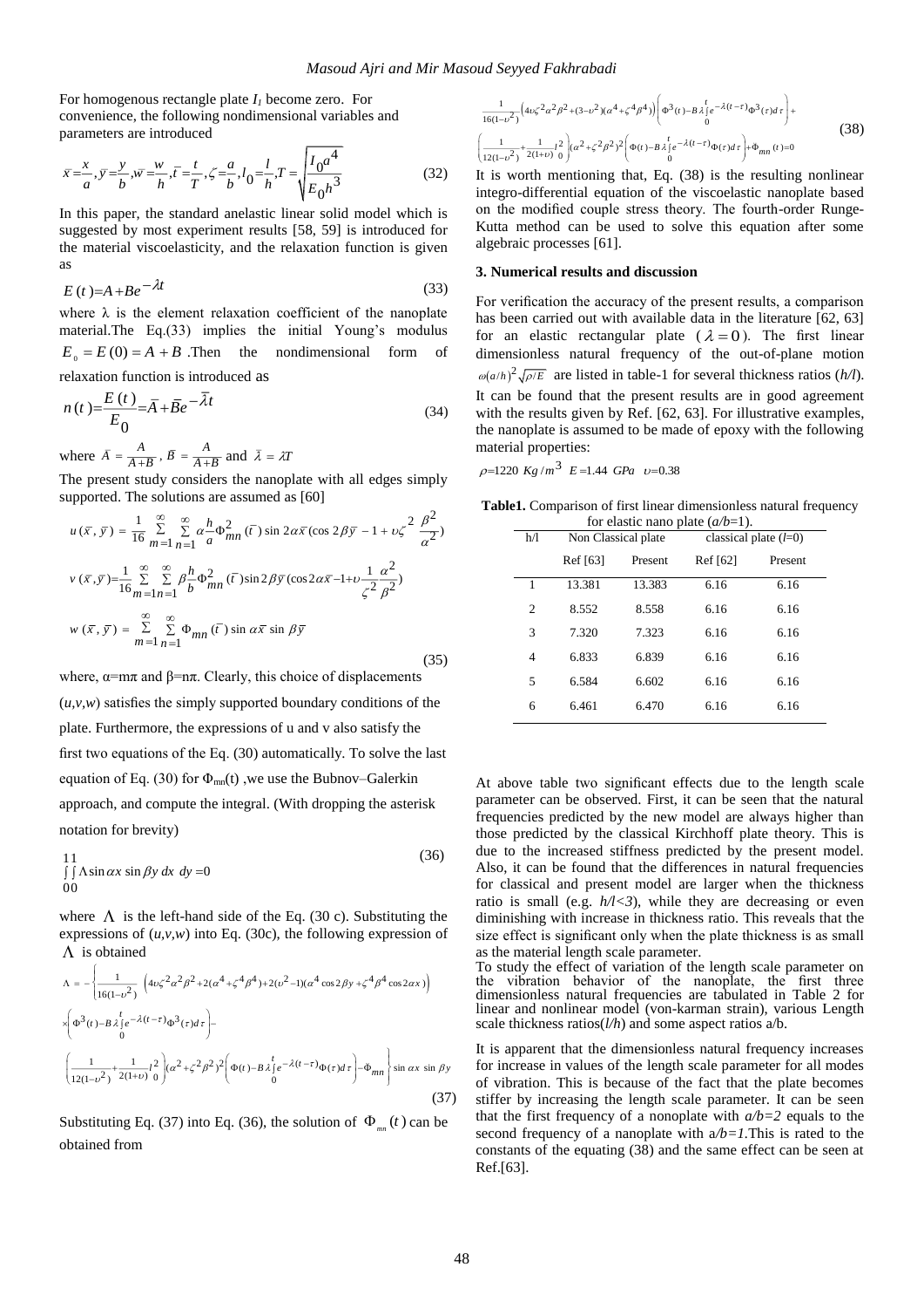For homogenous rectangle plate $I_1$ become zero. For convenience, the following nondimensional variables and parameters are introduced

$$\bar{x}=\frac{x}{a},\bar{y}=\frac{y}{b},\bar{w}=\frac{w}{h},\bar{t}=\frac{t}{T},\zeta=\frac{a}{b},l_0=\frac{l}{h},T=\sqrt{\frac{I_0a^4}{E_0h^3}} \tag{32}$$

In this paper, the standard anelastic linear solid model which is suggested by most experiment results [58, 59] is introduced for the material viscoelasticity, and the relaxation function is given as

$$E(t)=A+Be^{-\lambda t} \tag{33}$$

where λ is the element relaxation coefficient of the nanoplate material.The Eq.(33) implies the initial Young's modulus $E_0 = E(0) = A + B$ .Then the nondimensional form of relaxation function is introduced as

$$n(t)=\frac{E(t)}{E_0}=\bar{A}+\bar{B}e^{-\bar{\lambda}t} \tag{34}$$

where $\bar{A}=\frac{A}{A+B}$ , $\bar{B}=\frac{A}{A+B}$ and $\bar{\lambda}=\lambda T$

The present study considers the nanoplate with all edges simply supported. The solutions are assumed as [60]

$$u(\bar{x},\bar{y})=\frac{1}{16}\sum_{m=1}^{\infty}\sum_{n=1}^{\infty}\alpha\frac{h}{a}\Phi_{mn}^2(\bar{t})\sin 2\alpha\bar{x}(\cos 2\beta\bar{y}-1+\upsilon\zeta^2\frac{\beta^2}{\alpha^2})$$

$$v(\bar{x},\bar{y})=\frac{1}{16}\sum_{m=1}^{\infty}\sum_{n=1}^{\infty}\beta\frac{h}{b}\Phi_{mn}^2(\bar{t})\sin 2\beta\bar{y}(\cos 2\alpha\bar{x}-1+\upsilon\frac{1}{\zeta^2}\frac{\alpha^2}{\beta^2})$$

$$w(\bar{x},\bar{y})=\sum_{m=1}^{\infty}\sum_{n=1}^{\infty}\Phi_{mn}(\bar{t})\sin\alpha\bar{x}\sin\beta\bar{y} \tag{35}$$

where, α=mπ and β=nπ. Clearly, this choice of displacements (*u*,*v*,*w*) satisfies the simply supported boundary conditions of the plate. Furthermore, the expressions of u and v also satisfy the first two equations of the Eq. (30) automatically. To solve the last equation of Eq. (30) for $\Phi_{mn}(t)$ ,we use the Bubnov–Galerkin approach, and compute the integral. (With dropping the asterisk notation for brevity)

$$\int_0^1\int_0^1 \Lambda\sin\alpha x\sin\beta y\,dx\,dy=0 \tag{36}$$

where $\Lambda$ is the left-hand side of the Eq. (30 c). Substituting the expressions of (*u*,*v*,*w*) into Eq. (30c), the following expression of $\Lambda$ is obtained

$$\Lambda=-\left\{\frac{1}{16(1-\upsilon^2)}\left(4\upsilon\zeta^2\alpha^2\beta^2+2(\alpha^4+\zeta^4\beta^4)+2(\upsilon^2-1)(\alpha^4\cos 2\beta y+\zeta^4\beta^4\cos 2\alpha x)\right)\right.$$
$$\times\left(\Phi^3(t)-B\lambda\int_0^t e^{-\lambda(t-\tau)}\Phi^3(\tau)d\tau\right)-$$
$$\left.\left(\frac{1}{12(1-\upsilon^2)}+\frac{1}{2(1+\upsilon)}l_0^2\right)(\alpha^2+\zeta^2\beta^2)^2\left(\Phi(t)-B\lambda\int_0^t e^{-\lambda(t-\tau)}\Phi(\tau)d\tau\right)-\ddot{\Phi}_{mn}\right\}\sin\alpha x\sin\beta y \tag{37}$$

Substituting Eq. (37) into Eq. (36), the solution of $\Phi_{mn}(t)$ can be obtained from

$$\frac{1}{16(1-\upsilon^2)}\left(4\upsilon\zeta^2\alpha^2\beta^2+(3-\upsilon^2)(\alpha^4+\zeta^4\beta^4)\right)\left(\Phi^3(t)-B\lambda\int_0^t e^{-\lambda(t-\tau)}\Phi^3(\tau)d\tau\right)+$$
$$\left(\frac{1}{12(1-\upsilon^2)}+\frac{1}{2(1+\upsilon)}l_0^2\right)(\alpha^2+\zeta^2\beta^2)^2\left(\Phi(t)-B\lambda\int_0^t e^{-\lambda(t-\tau)}\Phi(\tau)d\tau\right)+\ddot{\Phi}_{mn}(t)=0 \tag{38}$$

It is worth mentioning that, Eq. (38) is the resulting nonlinear integro-differential equation of the viscoelastic nanoplate based on the modified couple stress theory. The fourth-order Runge-Kutta method can be used to solve this equation after some algebraic processes [61].

## 3. Numerical results and discussion

For verification the accuracy of the present results, a comparison has been carried out with available data in the literature [62, 63] for an elastic rectangular plate ($\lambda=0$). The first linear dimensionless natural frequency of the out-of-plane motion $\omega(a/h)^2\sqrt{\rho/E}$ are listed in table-1 for several thickness ratios (*h/l*). It can be found that the present results are in good agreement with the results given by Ref. [62, 63]. For illustrative examples, the nanoplate is assumed to be made of epoxy with the following material properties:

$\rho=1220\ Kg/m^3\quad E=1.44\ GPa\quad \upsilon=0.38$

**Table1.** Comparison of first linear dimensionless natural frequency for elastic nano plate (*a/b*=1).

| h/l | Non Classical plate | | classical plate ($l$=0) | |
|---|---|---|---|---|
| | Ref [63] | Present | Ref [62] | Present |
| 1 | 13.381 | 13.383 | 6.16 | 6.16 |
| 2 | 8.552 | 8.558 | 6.16 | 6.16 |
| 3 | 7.320 | 7.323 | 6.16 | 6.16 |
| 4 | 6.833 | 6.839 | 6.16 | 6.16 |
| 5 | 6.584 | 6.602 | 6.16 | 6.16 |
| 6 | 6.461 | 6.470 | 6.16 | 6.16 |

At above table two significant effects due to the length scale parameter can be observed. First, it can be seen that the natural frequencies predicted by the new model are always higher than those predicted by the classical Kirchhoff plate theory. This is due to the increased stiffness predicted by the present model. Also, it can be found that the differences in natural frequencies for classical and present model are larger when the thickness ratio is small (e.g. *h/l<3*), while they are decreasing or even diminishing with increase in thickness ratio. This reveals that the size effect is significant only when the plate thickness is as small as the material length scale parameter.

To study the effect of variation of the length scale parameter on the vibration behavior of the nanoplate, the first three dimensionless natural frequencies are tabulated in Table 2 for linear and nonlinear model (von-karman strain), various Length scale thickness ratios(*l/h*) and some aspect ratios a/b.

It is apparent that the dimensionless natural frequency increases for increase in values of the length scale parameter for all modes of vibration. This is because of the fact that the plate becomes stiffer by increasing the length scale parameter. It can be seen that the first frequency of a nonoplate with *a/b=2* equals to the second frequency of a nanoplate with *a/b=1*.This is rated to the constants of the equating (38) and the same effect can be seen at Ref.[63].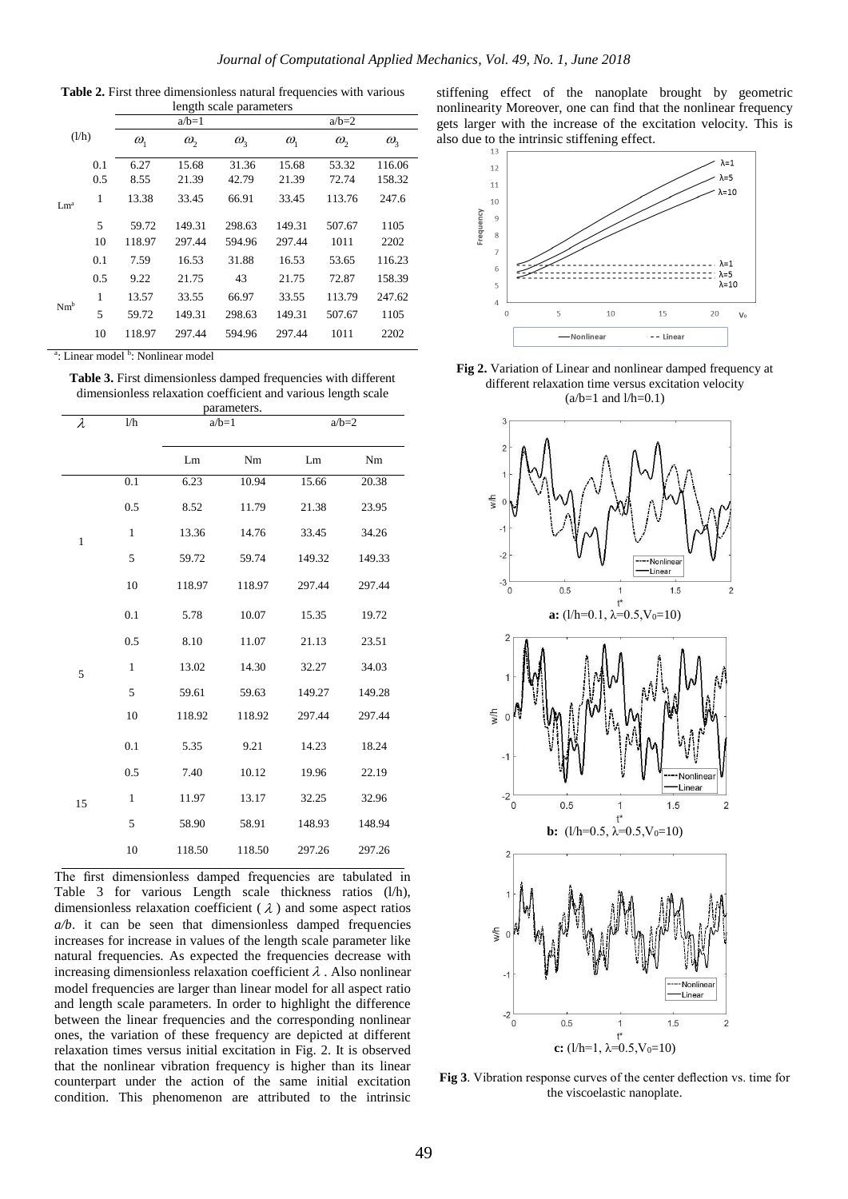**Table 2.** First three dimensionless natural frequencies with various length scale parameters

| | (l/h) | a/b=1 | | | a/b=2 | | |
|---|---|---|---|---|---|---|---|
| | | $\omega_1$ | $\omega_2$ | $\omega_3$ | $\omega_1$ | $\omega_2$ | $\omega_3$ |
| Lm[a] | 0.1 | 6.27 | 15.68 | 31.36 | 15.68 | 53.32 | 116.06 |
| | 0.5 | 8.55 | 21.39 | 42.79 | 21.39 | 72.74 | 158.32 |
| | 1 | 13.38 | 33.45 | 66.91 | 33.45 | 113.76 | 247.6 |
| | 5 | 59.72 | 149.31 | 298.63 | 149.31 | 507.67 | 1105 |
| | 10 | 118.97 | 297.44 | 594.96 | 297.44 | 1011 | 2202 |
| Nm[b] | 0.1 | 7.59 | 16.53 | 31.88 | 16.53 | 53.65 | 116.23 |
| | 0.5 | 9.22 | 21.75 | 43 | 21.75 | 72.87 | 158.39 |
| | 1 | 13.57 | 33.55 | 66.97 | 33.55 | 113.79 | 247.62 |
| | 5 | 59.72 | 149.31 | 298.63 | 149.31 | 507.67 | 1105 |
| | 10 | 118.97 | 297.44 | 594.96 | 297.44 | 1011 | 2202 |

[a]: Linear model [b]: Nonlinear model

**Table 3.** First dimensionless damped frequencies with different dimensionless relaxation coefficient and various length scale parameters.

| $\lambda$ | l/h | a/b=1 | | a/b=2 | |
|---|---|---|---|---|---|
| | | Lm | Nm | Lm | Nm |
| 1 | 0.1 | 6.23 | 10.94 | 15.66 | 20.38 |
| | 0.5 | 8.52 | 11.79 | 21.38 | 23.95 |
| | 1 | 13.36 | 14.76 | 33.45 | 34.26 |
| | 5 | 59.72 | 59.74 | 149.32 | 149.33 |
| | 10 | 118.97 | 118.97 | 297.44 | 297.44 |
| 5 | 0.1 | 5.78 | 10.07 | 15.35 | 19.72 |
| | 0.5 | 8.10 | 11.07 | 21.13 | 23.51 |
| | 1 | 13.02 | 14.30 | 32.27 | 34.03 |
| | 5 | 59.61 | 59.63 | 149.27 | 149.28 |
| | 10 | 118.92 | 118.92 | 297.44 | 297.44 |
| 15 | 0.1 | 5.35 | 9.21 | 14.23 | 18.24 |
| | 0.5 | 7.40 | 10.12 | 19.96 | 22.19 |
| | 1 | 11.97 | 13.17 | 32.25 | 32.96 |
| | 5 | 58.90 | 58.91 | 148.93 | 148.94 |
| | 10 | 118.50 | 118.50 | 297.26 | 297.26 |

The first dimensionless damped frequencies are tabulated in Table 3 for various Length scale thickness ratios (l/h), dimensionless relaxation coefficient ($\lambda$) and some aspect ratios *a/b*. it can be seen that dimensionless damped frequencies increases for increase in values of the length scale parameter like natural frequencies. As expected the frequencies decrease with increasing dimensionless relaxation coefficient $\lambda$. Also nonlinear model frequencies are larger than linear model for all aspect ratio and length scale parameters. In order to highlight the difference between the linear frequencies and the corresponding nonlinear ones, the variation of these frequency are depicted at different relaxation times versus initial excitation in Fig. 2. It is observed that the nonlinear vibration frequency is higher than its linear counterpart under the action of the same initial excitation condition. This phenomenon are attributed to the intrinsic stiffening effect of the nanoplate brought by geometric nonlinearity Moreover, one can find that the nonlinear frequency gets larger with the increase of the excitation velocity. This is also due to the intrinsic stiffening effect.

**Fig 2.** Variation of Linear and nonlinear damped frequency at different relaxation time versus excitation velocity (a/b=1 and l/h=0.1)

**a:** (l/h=0.1, $\lambda$=0.5,$V_0$=10)

**b:** (l/h=0.5, $\lambda$=0.5,$V_0$=10)

**c:** (l/h=1, $\lambda$=0.5,$V_0$=10)

**Fig 3**. Vibration response curves of the center deflection vs. time for the viscoelastic nanoplate.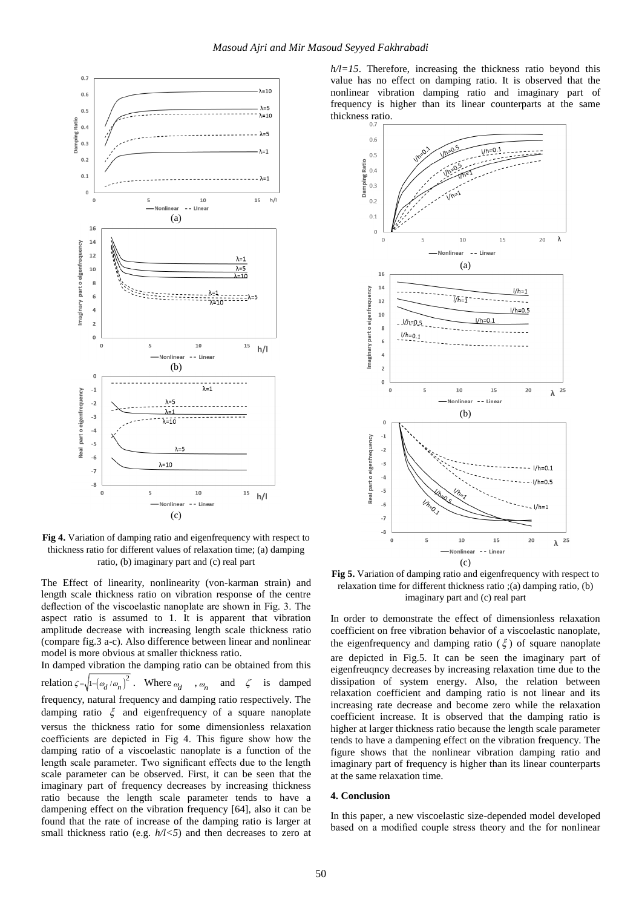**Fig 4.** Variation of damping ratio and eigenfrequency with respect to thickness ratio for different values of relaxation time; (a) damping ratio, (b) imaginary part and (c) real part

The Effect of linearity, nonlinearity (von-karman strain) and length scale thickness ratio on vibration response of the centre deflection of the viscoelastic nanoplate are shown in Fig. 3. The aspect ratio is assumed to 1. It is apparent that vibration amplitude decrease with increasing length scale thickness ratio (compare fig.3 a-c). Also difference between linear and nonlinear model is more obvious at smaller thickness ratio.

In damped vibration the damping ratio can be obtained from this relation $\zeta=\sqrt{1-\left(\omega_d/\omega_n\right)^2}$. Where $\omega_d$ , $\omega_n$ and $\zeta$ is damped frequency, natural frequency and damping ratio respectively. The damping ratio $\xi$ and eigenfrequency of a square nanoplate versus the thickness ratio for some dimensionless relaxation coefficients are depicted in Fig 4. This figure show how the damping ratio of a viscoelastic nanoplate is a function of the length scale parameter. Two significant effects due to the length scale parameter can be observed. First, it can be seen that the imaginary part of frequency decreases by increasing thickness ratio because the length scale parameter tends to have a dampening effect on the vibration frequency [64], also it can be found that the rate of increase of the damping ratio is larger at small thickness ratio (e.g. *h/l<5*) and then decreases to zero at *h/l=15*. Therefore, increasing the thickness ratio beyond this value has no effect on damping ratio. It is observed that the nonlinear vibration damping ratio and imaginary part of frequency is higher than its linear counterparts at the same thickness ratio.

**Fig 5.** Variation of damping ratio and eigenfrequency with respect to relaxation time for different thickness ratio ;(a) damping ratio, (b) imaginary part and (c) real part

In order to demonstrate the effect of dimensionless relaxation coefficient on free vibration behavior of a viscoelastic nanoplate, the eigenfrequency and damping ratio ($\xi$) of square nanoplate are depicted in Fig.5. It can be seen the imaginary part of eigenfreuqncy decreases by increasing relaxation time due to the dissipation of system energy. Also, the relation between relaxation coefficient and damping ratio is not linear and its increasing rate decrease and become zero while the relaxation coefficient increase. It is observed that the damping ratio is higher at larger thickness ratio because the length scale parameter tends to have a dampening effect on the vibration frequency. The figure shows that the nonlinear vibration damping ratio and imaginary part of frequency is higher than its linear counterparts at the same relaxation time.

#### 4. Conclusion

In this paper, a new viscoelastic size-depended model developed based on a modified couple stress theory and the for nonlinear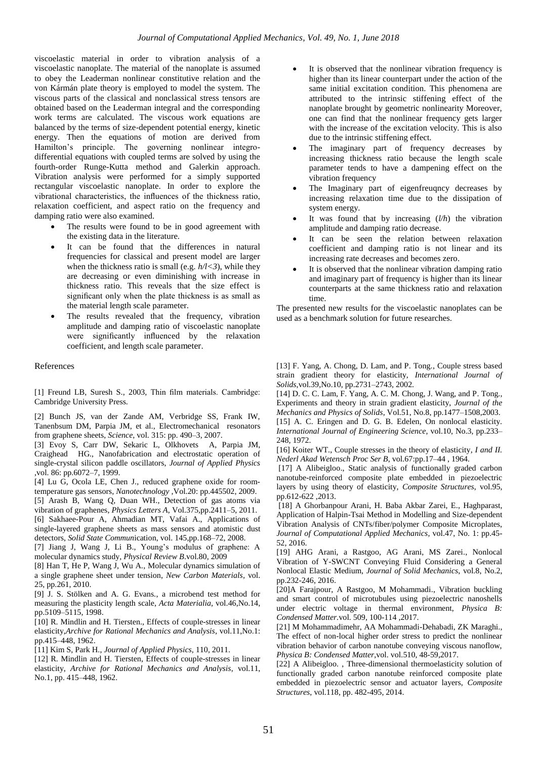viscoelastic material in order to vibration analysis of a viscoelastic nanoplate. The material of the nanoplate is assumed to obey the Leaderman nonlinear constitutive relation and the von Kármán plate theory is employed to model the system. The viscous parts of the classical and nonclassical stress tensors are obtained based on the Leaderman integral and the corresponding work terms are calculated. The viscous work equations are balanced by the terms of size-dependent potential energy, kinetic energy. Then the equations of motion are derived from Hamilton's principle. The governing nonlinear integro-differential equations with coupled terms are solved by using the fourth-order Runge-Kutta method and Galerkin approach. Vibration analysis were performed for a simply supported rectangular viscoelastic nanoplate. In order to explore the vibrational characteristics, the influences of the thickness ratio, relaxation coefficient, and aspect ratio on the frequency and damping ratio were also examined.

- The results were found to be in good agreement with the existing data in the literature.
- It can be found that the differences in natural frequencies for classical and present model are larger when the thickness ratio is small (e.g. $h/l<3$), while they are decreasing or even diminishing with increase in thickness ratio. This reveals that the size effect is significant only when the plate thickness is as small as the material length scale parameter.
- The results revealed that the frequency, vibration amplitude and damping ratio of viscoelastic nanoplate were significantly influenced by the relaxation coefficient, and length scale parameter.
- It is observed that the nonlinear vibration frequency is higher than its linear counterpart under the action of the same initial excitation condition. This phenomena are attributed to the intrinsic stiffening effect of the nanoplate brought by geometric nonlinearity Moreover, one can find that the nonlinear frequency gets larger with the increase of the excitation velocity. This is also due to the intrinsic stiffening effect.
- The imaginary part of frequency decreases by increasing thickness ratio because the length scale parameter tends to have a dampening effect on the vibration frequency
- The Imaginary part of eigenfreuqncy decreases by increasing relaxation time due to the dissipation of system energy.
- It was found that by increasing ($l/h$) the vibration amplitude and damping ratio decrease.
- It can be seen the relation between relaxation coefficient and damping ratio is not linear and its increasing rate decreases and becomes zero.
- It is observed that the nonlinear vibration damping ratio and imaginary part of frequency is higher than its linear counterparts at the same thickness ratio and relaxation time.

The presented new results for the viscoelastic nanoplates can be used as a benchmark solution for future researches.

## References

[1] Freund LB, Suresh S., 2003, Thin film materials. Cambridge: Cambridge University Press.

[2] Bunch JS, van der Zande AM, Verbridge SS, Frank IW, Tanenbsum DM, Parpia JM, et al., Electromechanical resonators from graphene sheets, *Science*, vol. 315: pp. 490–3, 2007.

[3] Evoy S, Carr DW, Sekaric L, Olkhovets A, Parpia JM, Craighead HG., Nanofabrication and electrostatic operation of single-crystal silicon paddle oscillators, *Journal of Applied Physics* ,vol. 86: pp.6072–7, 1999.

[4] Lu G, Ocola LE, Chen J., reduced graphene oxide for room-temperature gas sensors, *Nanotechnology* ,Vol.20: pp.445502, 2009.

[5] Arash B, Wang Q, Duan WH., Detection of gas atoms via vibration of graphenes, *Physics Letters A*, Vol.375,pp.2411–5, 2011.

[6] Sakhaee-Pour A, Ahmadian MT, Vafai A., Applications of single-layered graphene sheets as mass sensors and atomistic dust detectors, *Solid State Commun*ication, vol. 145,pp.168–72, 2008.

[7] Jiang J, Wang J, Li B., Young's modulus of graphene: A molecular dynamics study, *Physical Review B*.vol.80, 2009

[8] Han T, He P, Wang J, Wu A., Molecular dynamics simulation of a single graphene sheet under tension, *New Carbon Materials*, vol. 25, pp.261, 2010.

[9] J. S. Stölken and A. G. Evans., a microbend test method for measuring the plasticity length scale, *Acta Materialia*, vol.46,No.14, pp.5109–5115, 1998.

[10] R. Mindlin and H. Tiersten., Effects of couple-stresses in linear elasticity,*Archive for Rational Mechanics and Analysis*, vol.11,No.1: pp.415–448, 1962.

[11] Kim S, Park H., *Journal of Applied Physics*, 110, 2011.

[12] R. Mindlin and H. Tiersten, Effects of couple-stresses in linear elasticity, *Archive for Rational Mechanics and Analysis*, vol.11, No.1, pp. 415–448, 1962.

[13] F. Yang, A. Chong, D. Lam, and P. Tong., Couple stress based strain gradient theory for elasticity, *International Journal of Solids*,vol.39,No.10, pp.2731–2743, 2002.

[14] D. C. C. Lam, F. Yang, A. C. M. Chong, J. Wang, and P. Tong., Experiments and theory in strain gradient elasticity, *Journal of the Mechanics and Physics of Solids*, Vol.51, No.8, pp.1477–1508,2003.

[15] A. C. Eringen and D. G. B. Edelen, On nonlocal elasticity. *International Journal of Engineering Science*, vol.10, No.3, pp.233–248, 1972.

[16] Koiter WT., Couple stresses in the theory of elasticity, *I and II. Nederl Akad Wetensch Proc Ser B*, vol.67:pp.17–44 , 1964.

[17] A Alibeigloo., Static analysis of functionally graded carbon nanotube-reinforced composite plate embedded in piezoelectric layers by using theory of elasticity, *Composite Structures*, vol.95, pp.612-622 ,2013.

[18] A Ghorbanpour Arani, H. Baba Akbar Zarei, E., Haghparast, Application of Halpin-Tsai Method in Modelling and Size-dependent Vibration Analysis of CNTs/fiber/polymer Composite Microplates, *Journal of Computational Applied Mechanics*, vol.47, No. 1: pp.45-52, 2016.

[19] AHG Arani, a Rastgoo, AG Arani, MS Zarei., Nonlocal Vibration of Y-SWCNT Conveying Fluid Considering a General Nonlocal Elastic Medium, *Journal of Solid Mechanics*, vol.8, No.2, pp.232-246, 2016.

[20]A Farajpour, A Rastgoo, M Mohammadi., Vibration buckling and smart control of microtubules using piezoelectric nanoshells under electric voltage in thermal environment, *Physica B: Condensed Matter*.vol. 509, 100-114 ,2017.

[21] M Mohammadimehr, AA Mohammadi-Dehabadi, ZK Maraghi., The effect of non-local higher order stress to predict the nonlinear vibration behavior of carbon nanotube conveying viscous nanoflow, *Physica B: Condensed Matter*,vol. vol.510, 48-59,2017.

[22] A Alibeigloo. , Three-dimensional thermoelasticity solution of functionally graded carbon nanotube reinforced composite plate embedded in piezoelectric sensor and actuator layers, *Composite Structures*, vol.118, pp. 482-495, 2014.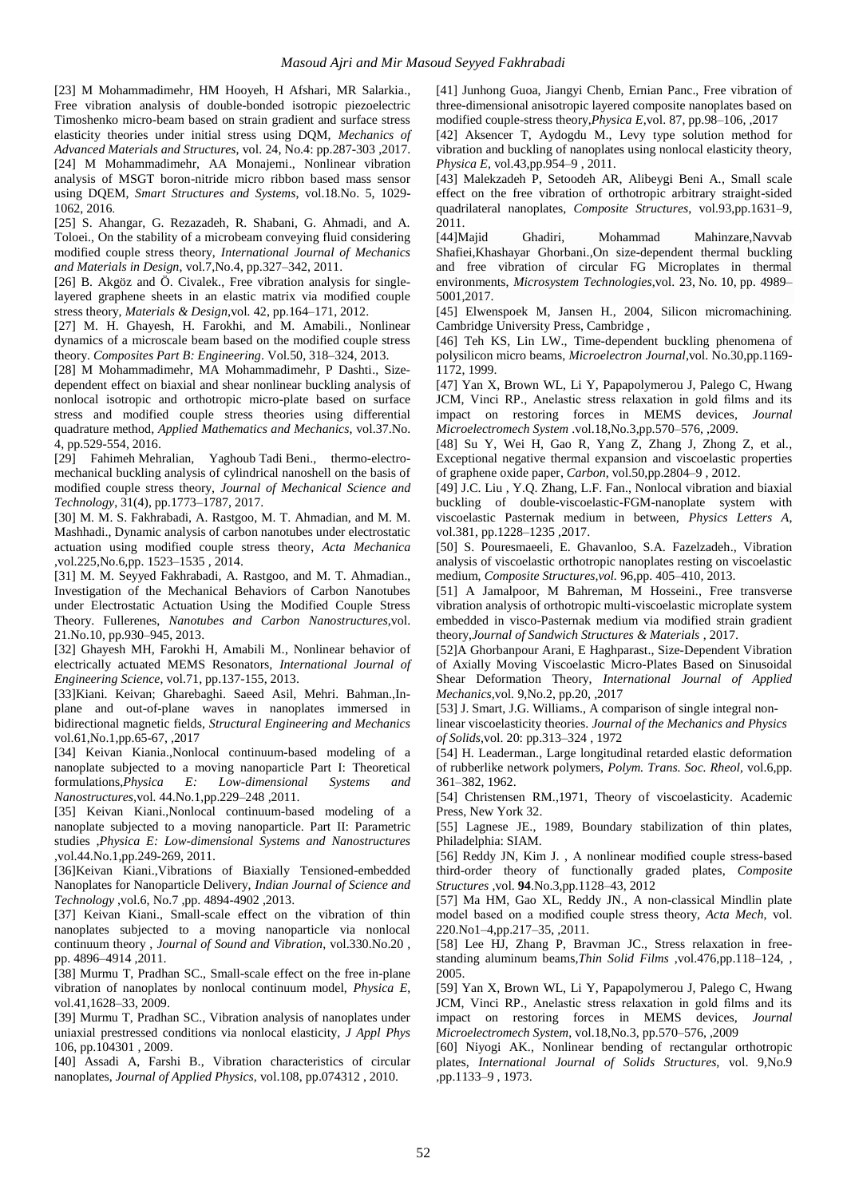[23] M Mohammadimehr, HM Hooyeh, H Afshari, MR Salarkia., Free vibration analysis of double-bonded isotropic piezoelectric Timoshenko micro-beam based on strain gradient and surface stress elasticity theories under initial stress using DQM, *Mechanics of Advanced Materials and Structures*, vol. 24, No.4: pp.287-303 ,2017.

[24] M Mohammadimehr, AA Monajemi., Nonlinear vibration analysis of MSGT boron-nitride micro ribbon based mass sensor using DQEM, *Smart Structures and Systems*, vol.18.No. 5, 1029-1062, 2016.

[25] S. Ahangar, G. Rezazadeh, R. Shabani, G. Ahmadi, and A. Toloei., On the stability of a microbeam conveying fluid considering modified couple stress theory, *International Journal of Mechanics and Materials in Design*, vol.7,No.4, pp.327–342, 2011.

[26] B. Akgöz and Ö. Civalek., Free vibration analysis for single-layered graphene sheets in an elastic matrix via modified couple stress theory, *Materials & Design*,vol. 42, pp.164–171, 2012.

[27] M. H. Ghayesh, H. Farokhi, and M. Amabili., Nonlinear dynamics of a microscale beam based on the modified couple stress theory. *Composites Part B: Engineering*. Vol.50, 318–324, 2013.

[28] M Mohammadimehr, MA Mohammadimehr, P Dashti., Size-dependent effect on biaxial and shear nonlinear buckling analysis of nonlocal isotropic and orthotropic micro-plate based on surface stress and modified couple stress theories using differential quadrature method, *Applied Mathematics and Mechanics*, vol.37.No. 4, pp.529-554, 2016.

[29] Fahimeh Mehralian, Yaghoub Tadi Beni., thermo-electro-mechanical buckling analysis of cylindrical nanoshell on the basis of modified couple stress theory, *Journal of Mechanical Science and Technology*, 31(4), pp.1773–1787, 2017.

[30] M. M. S. Fakhrabadi, A. Rastgoo, M. T. Ahmadian, and M. M. Mashhadi., Dynamic analysis of carbon nanotubes under electrostatic actuation using modified couple stress theory, *Acta Mechanica* ,vol.225,No.6,pp. 1523–1535 , 2014.

[31] M. M. Seyyed Fakhrabadi, A. Rastgoo, and M. T. Ahmadian., Investigation of the Mechanical Behaviors of Carbon Nanotubes under Electrostatic Actuation Using the Modified Couple Stress Theory. Fullerenes, *Nanotubes and Carbon Nanostructures*,vol. 21.No.10, pp.930–945, 2013.

[32] Ghayesh MH, Farokhi H, Amabili M., Nonlinear behavior of electrically actuated MEMS Resonators, *International Journal of Engineering Science*, vol.71, pp.137-155, 2013.

[33]Kiani. Keivan; Gharebaghi. Saeed Asil, Mehri. Bahman.,In-plane and out-of-plane waves in nanoplates immersed in bidirectional magnetic fields, *Structural Engineering and Mechanics* vol.61,No.1,pp.65-67, ,2017

[34] Keivan Kiania.,Nonlocal continuum-based modeling of a nanoplate subjected to a moving nanoparticle Part I: Theoretical formulations,*Physica E: Low-dimensional Systems and Nanostructures*,vol. 44.No.1,pp.229–248 ,2011.

[35] Keivan Kiani.,Nonlocal continuum-based modeling of a nanoplate subjected to a moving nanoparticle. Part II: Parametric studies ,*Physica E: Low-dimensional Systems and Nanostructures* ,vol.44.No.1,pp.249-269, 2011.

[36]Keivan Kiani.,Vibrations of Biaxially Tensioned-embedded Nanoplates for Nanoparticle Delivery, *Indian Journal of Science and Technology* ,vol.6, No.7 ,pp. 4894-4902 ,2013.

[37] Keivan Kiani., Small-scale effect on the vibration of thin nanoplates subjected to a moving nanoparticle via nonlocal continuum theory , *Journal of Sound and Vibration*, vol.330.No.20 , pp. 4896–4914 ,2011.

[38] Murmu T, Pradhan SC., Small-scale effect on the free in-plane vibration of nanoplates by nonlocal continuum model, *Physica E*, vol.41,1628–33, 2009.

[39] Murmu T, Pradhan SC., Vibration analysis of nanoplates under uniaxial prestressed conditions via nonlocal elasticity, *J Appl Phys* 106, pp.104301 , 2009.

[40] Assadi A, Farshi B., Vibration characteristics of circular nanoplates, *Journal of Applied Physics*, vol.108, pp.074312 , 2010.

[41] Junhong Guoa, Jiangyi Chenb, Ernian Panc., Free vibration of three-dimensional anisotropic layered composite nanoplates based on modified couple-stress theory,*Physica E*,vol. 87, pp.98–106, ,2017

[42] Aksencer T, Aydogdu M., Levy type solution method for vibration and buckling of nanoplates using nonlocal elasticity theory, *Physica E*, vol.43,pp.954–9 , 2011.

[43] Malekzadeh P, Setoodeh AR, Alibeygi Beni A., Small scale effect on the free vibration of orthotropic arbitrary straight-sided quadrilateral nanoplates, *Composite Structures*, vol.93,pp.1631–9, 2011.

[44]Majid Ghadiri, Mohammad Mahinzare,Navvab Shafiei,Khashayar Ghorbani.,On size-dependent thermal buckling and free vibration of circular FG Microplates in thermal environments, *Microsystem Technologies*,vol. 23, No. 10, pp. 4989–5001,2017.

[45] Elwenspoek M, Jansen H., 2004, Silicon micromachining. Cambridge University Press, Cambridge ,

[46] Teh KS, Lin LW., Time-dependent buckling phenomena of polysilicon micro beams, *Microelectron Journal*,vol. No.30,pp.1169-1172, 1999.

[47] Yan X, Brown WL, Li Y, Papapolymerou J, Palego C, Hwang JCM, Vinci RP., Anelastic stress relaxation in gold films and its impact on restoring forces in MEMS devices, *Journal Microelectromech System* .vol.18,No.3,pp.570–576, ,2009.

[48] Su Y, Wei H, Gao R, Yang Z, Zhang J, Zhong Z, et al., Exceptional negative thermal expansion and viscoelastic properties of graphene oxide paper, *Carbon*, vol.50,pp.2804–9 , 2012.

[49] J.C. Liu , Y.Q. Zhang, L.F. Fan., Nonlocal vibration and biaxial buckling of double-viscoelastic-FGM-nanoplate system with viscoelastic Pasternak medium in between, *Physics Letters A*, vol.381, pp.1228–1235 ,2017.

[50] S. Pouresmaeeli, E. Ghavanloo, S.A. Fazelzadeh., Vibration analysis of viscoelastic orthotropic nanoplates resting on viscoelastic medium, *Composite Structures,vol.* 96,pp. 405–410, 2013.

[51] A Jamalpoor, M Bahreman, M Hosseini., Free transverse vibration analysis of orthotropic multi-viscoelastic microplate system embedded in visco-Pasternak medium via modified strain gradient theory,*Journal of Sandwich Structures & Materials* , 2017.

[52]A Ghorbanpour Arani, E Haghparast., Size-Dependent Vibration of Axially Moving Viscoelastic Micro-Plates Based on Sinusoidal Shear Deformation Theory, *International Journal of Applied Mechanics*,vol. 9,No.2, pp.20, ,2017

[53] J. Smart, J.G. Williams., A comparison of single integral non-linear viscoelasticity theories. *Journal of the Mechanics and Physics of Solids*,vol. 20: pp.313–324 , 1972

[54] H. Leaderman., Large longitudinal retarded elastic deformation of rubberlike network polymers, *Polym. Trans. Soc. Rheol*, vol.6,pp. 361–382, 1962.

[54] Christensen RM.,1971, Theory of viscoelasticity. Academic Press, New York 32.

[55] Lagnese JE., 1989, Boundary stabilization of thin plates, Philadelphia: SIAM.

[56] Reddy JN, Kim J. , A nonlinear modified couple stress-based third-order theory of functionally graded plates, *Composite Structures* ,vol. **94**.No.3,pp.1128–43, 2012

[57] Ma HM, Gao XL, Reddy JN., A non-classical Mindlin plate model based on a modified couple stress theory, *Acta Mech*, vol. 220.No1–4,pp.217–35, ,2011.

[58] Lee HJ, Zhang P, Bravman JC., Stress relaxation in free-standing aluminum beams,*Thin Solid Films* ,vol.476,pp.118–124, , 2005.

[59] Yan X, Brown WL, Li Y, Papapolymerou J, Palego C, Hwang JCM, Vinci RP., Anelastic stress relaxation in gold films and its impact on restoring forces in MEMS devices, *Journal Microelectromech System*, vol.18,No.3, pp.570–576, ,2009

[60] Niyogi AK., Nonlinear bending of rectangular orthotropic plates, *International Journal of Solids Structures*, vol. 9,No.9 ,pp.1133–9 , 1973.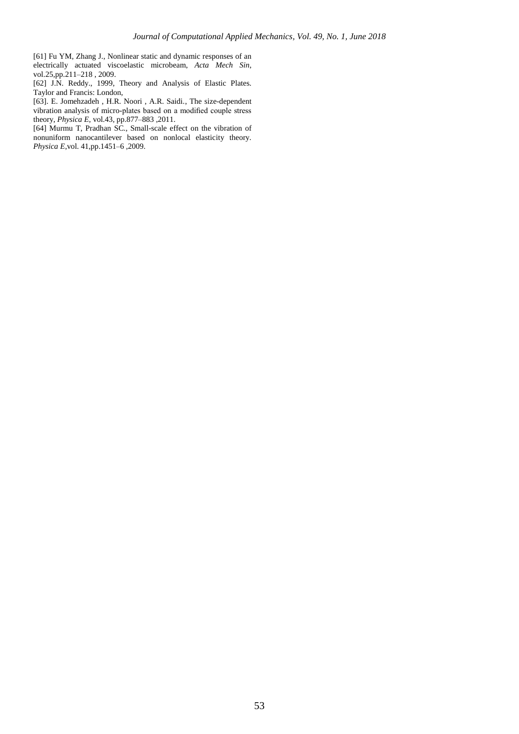[61] Fu YM, Zhang J., Nonlinear static and dynamic responses of an electrically actuated viscoelastic microbeam, *Acta Mech Sin*, vol.25,pp.211–218 , 2009.

[62] J.N. Reddy., 1999, Theory and Analysis of Elastic Plates. Taylor and Francis: London,

[63]. E. Jomehzadeh , H.R. Noori , A.R. Saidi., The size-dependent vibration analysis of micro-plates based on a modified couple stress theory, *Physica E*, vol.43, pp.877–883 ,2011.

[64] Murmu T, Pradhan SC., Small-scale effect on the vibration of nonuniform nanocantilever based on nonlocal elasticity theory. *Physica E*,vol. 41,pp.1451–6 ,2009.